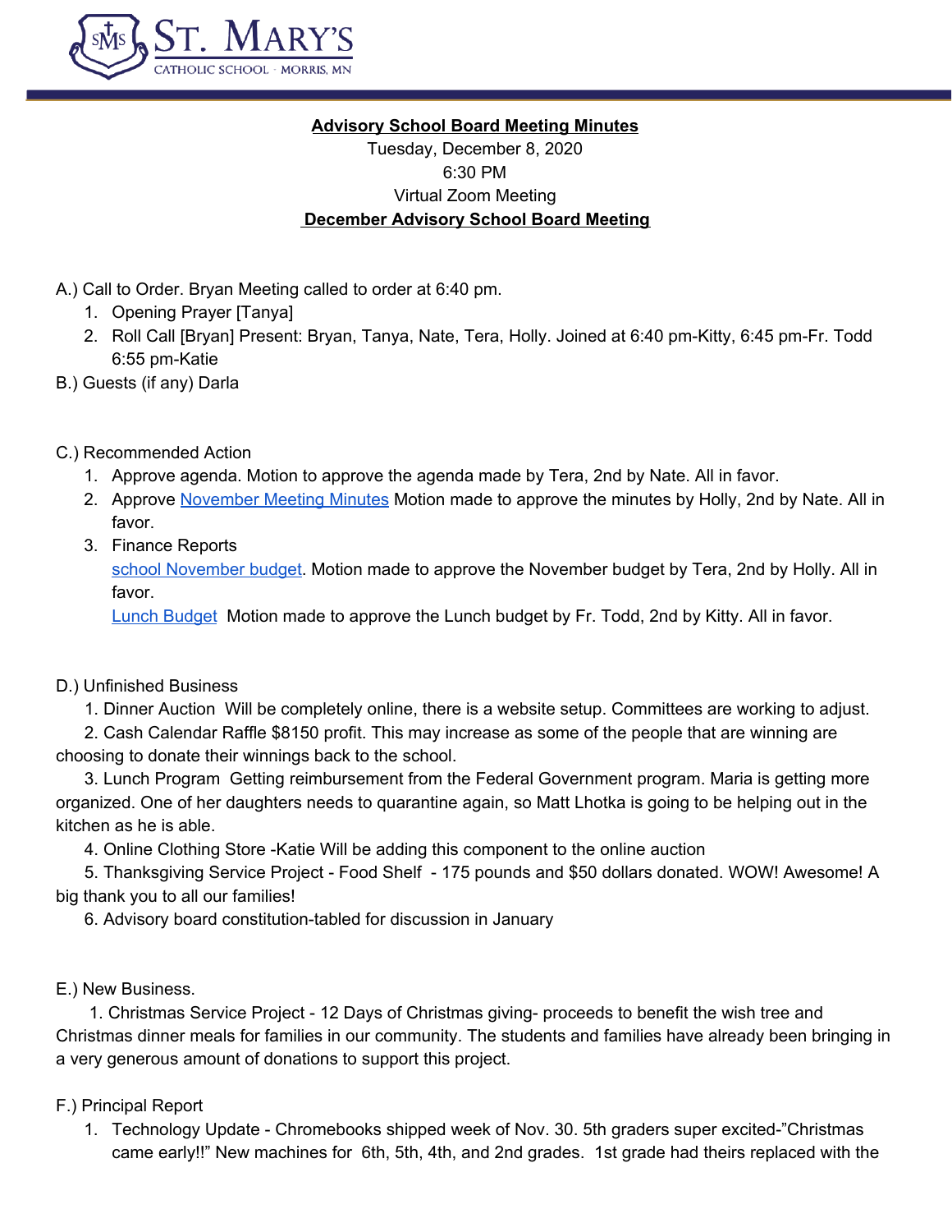ST. MARY'S
CATHOLIC SCHOOL · MORRIS, MN

**Advisory School Board Meeting Minutes**
Tuesday, December 8, 2020
6:30 PM
Virtual Zoom Meeting
**December Advisory School Board Meeting**

A.) Call to Order. Bryan Meeting called to order at 6:40 pm.
1. Opening Prayer [Tanya]
2. Roll Call [Bryan] Present: Bryan, Tanya, Nate, Tera, Holly. Joined at 6:40 pm-Kitty, 6:45 pm-Fr. Todd 6:55 pm-Katie

B.) Guests (if any) Darla

C.) Recommended Action
1. Approve agenda. Motion to approve the agenda made by Tera, 2nd by Nate. All in favor.
2. Approve November Meeting Minutes Motion made to approve the minutes by Holly, 2nd by Nate. All in favor.
3. Finance Reports
   school November budget. Motion made to approve the November budget by Tera, 2nd by Holly. All in favor.
   Lunch Budget Motion made to approve the Lunch budget by Fr. Todd, 2nd by Kitty. All in favor.

D.) Unfinished Business
1. Dinner Auction Will be completely online, there is a website setup. Committees are working to adjust.
2. Cash Calendar Raffle $8150 profit. This may increase as some of the people that are winning are choosing to donate their winnings back to the school.
3. Lunch Program Getting reimbursement from the Federal Government program. Maria is getting more organized. One of her daughters needs to quarantine again, so Matt Lhotka is going to be helping out in the kitchen as he is able.
4. Online Clothing Store -Katie Will be adding this component to the online auction
5. Thanksgiving Service Project - Food Shelf - 175 pounds and $50 dollars donated. WOW! Awesome! A big thank you to all our families!
6. Advisory board constitution-tabled for discussion in January

E.) New Business.
1. Christmas Service Project - 12 Days of Christmas giving- proceeds to benefit the wish tree and Christmas dinner meals for families in our community. The students and families have already been bringing in a very generous amount of donations to support this project.

F.) Principal Report
1. Technology Update - Chromebooks shipped week of Nov. 30. 5th graders super excited-"Christmas came early!!" New machines for 6th, 5th, 4th, and 2nd grades. 1st grade had theirs replaced with the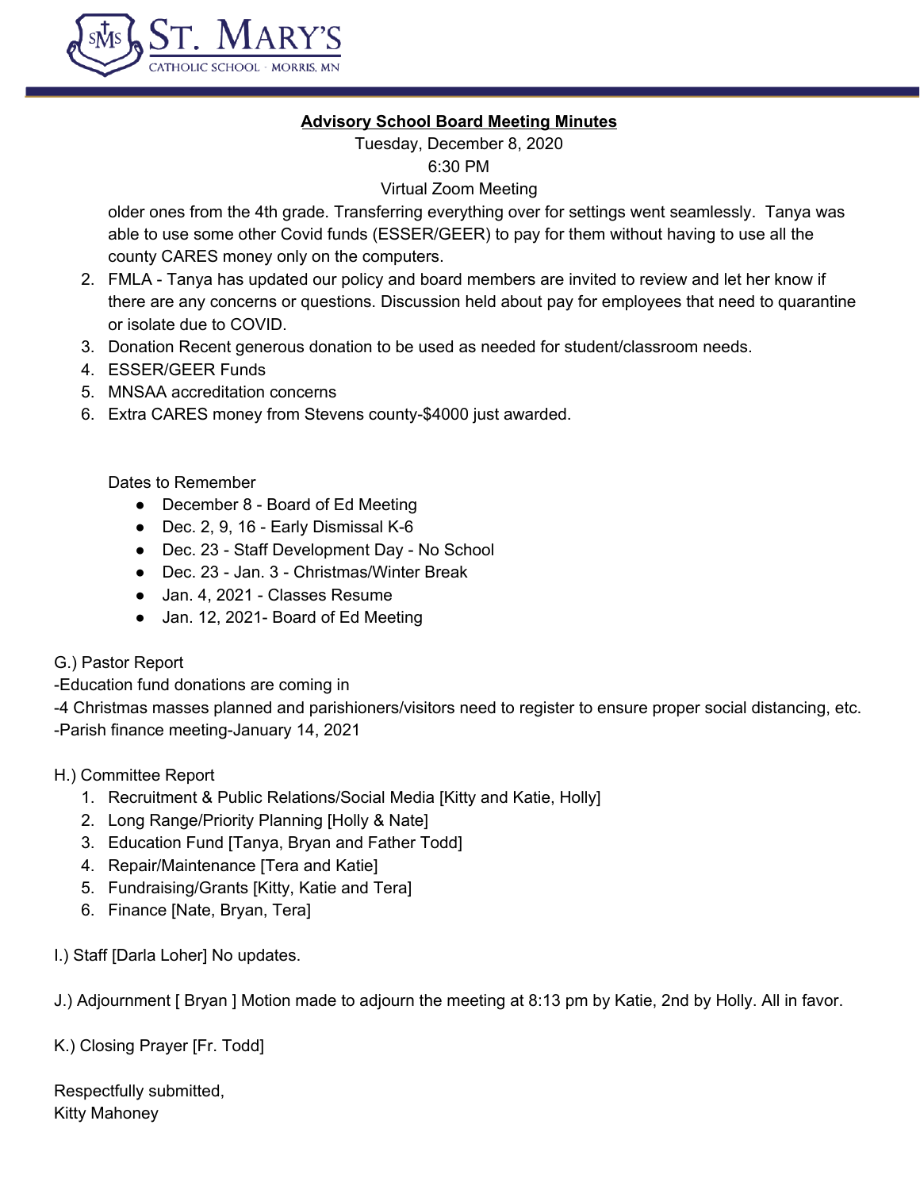**Advisory School Board Meeting Minutes**

Tuesday, December 8, 2020

6:30 PM

Virtual Zoom Meeting

older ones from the 4th grade. Transferring everything over for settings went seamlessly. Tanya was able to use some other Covid funds (ESSER/GEER) to pay for them without having to use all the county CARES money only on the computers.

2. FMLA - Tanya has updated our policy and board members are invited to review and let her know if there are any concerns or questions. Discussion held about pay for employees that need to quarantine or isolate due to COVID.
3. Donation Recent generous donation to be used as needed for student/classroom needs.
4. ESSER/GEER Funds
5. MNSAA accreditation concerns
6. Extra CARES money from Stevens county-$4000 just awarded.

Dates to Remember

- December 8 - Board of Ed Meeting
- Dec. 2, 9, 16 - Early Dismissal K-6
- Dec. 23 - Staff Development Day - No School
- Dec. 23 - Jan. 3 - Christmas/Winter Break
- Jan. 4, 2021 - Classes Resume
- Jan. 12, 2021- Board of Ed Meeting

G.) Pastor Report

-Education fund donations are coming in

-4 Christmas masses planned and parishioners/visitors need to register to ensure proper social distancing, etc.

-Parish finance meeting-January 14, 2021

H.) Committee Report

1. Recruitment & Public Relations/Social Media [Kitty and Katie, Holly]
2. Long Range/Priority Planning [Holly & Nate]
3. Education Fund [Tanya, Bryan and Father Todd]
4. Repair/Maintenance [Tera and Katie]
5. Fundraising/Grants [Kitty, Katie and Tera]
6. Finance [Nate, Bryan, Tera]

I.) Staff [Darla Loher] No updates.

J.) Adjournment [ Bryan ] Motion made to adjourn the meeting at 8:13 pm by Katie, 2nd by Holly. All in favor.

K.) Closing Prayer [Fr. Todd]

Respectfully submitted,

Kitty Mahoney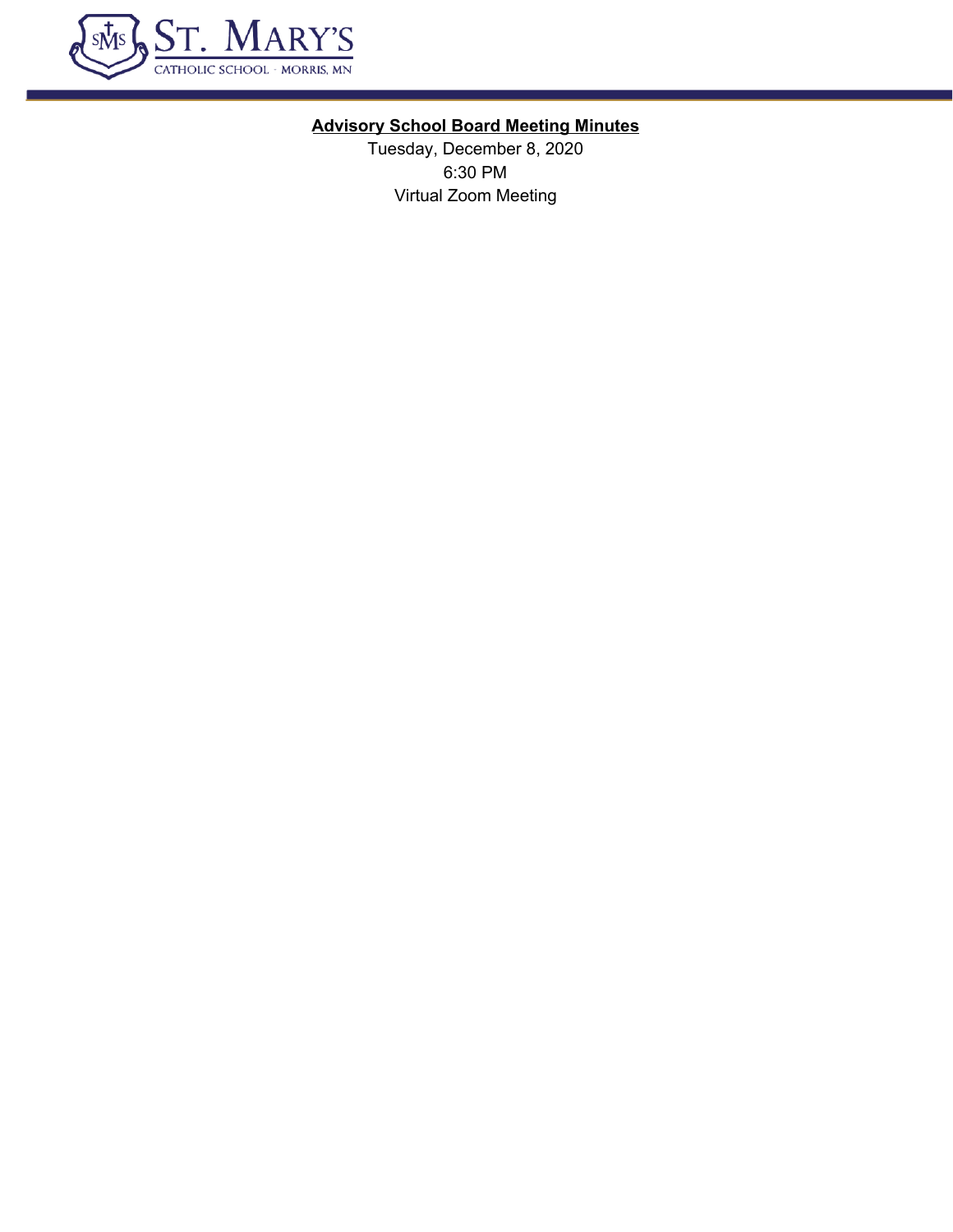**Advisory School Board Meeting Minutes**

Tuesday, December 8, 2020

6:30 PM

Virtual Zoom Meeting